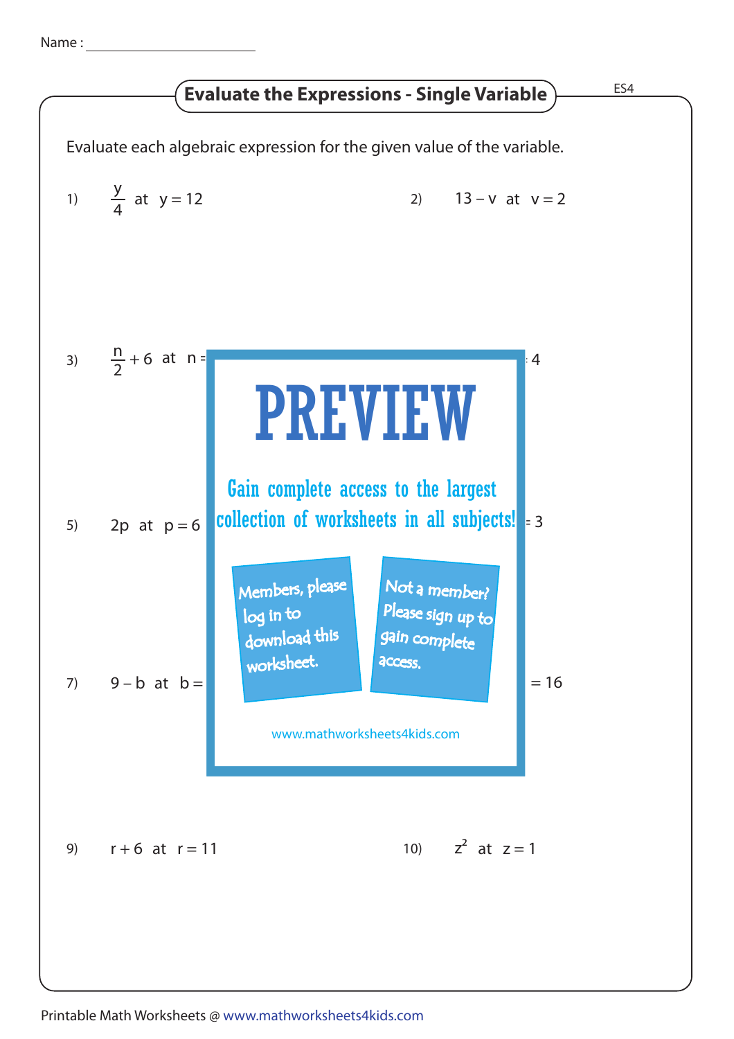Name : ____________________

# Evaluate the Expressions - Single Variable

ES4

Evaluate each algebraic expression for the given value of the variable.

1) $\frac{y}{4}$ at $y = 12$

2) $13 - v$ at $v = 2$

3) $\frac{n}{2} + 6$ at $n =$

4) $= 4$

5) $2p$ at $p = 6$

6) $= 3$

7) $9 - b$ at $b =$

8) $= 16$

PREVIEW

Gain complete access to the largest collection of worksheets in all subjects!

Members, please log in to download this worksheet.

Not a member? Please sign up to gain complete access.

www.mathworksheets4kids.com

9) $r + 6$ at $r = 11$

10) $z^2$ at $z = 1$

Printable Math Worksheets @ www.mathworksheets4kids.com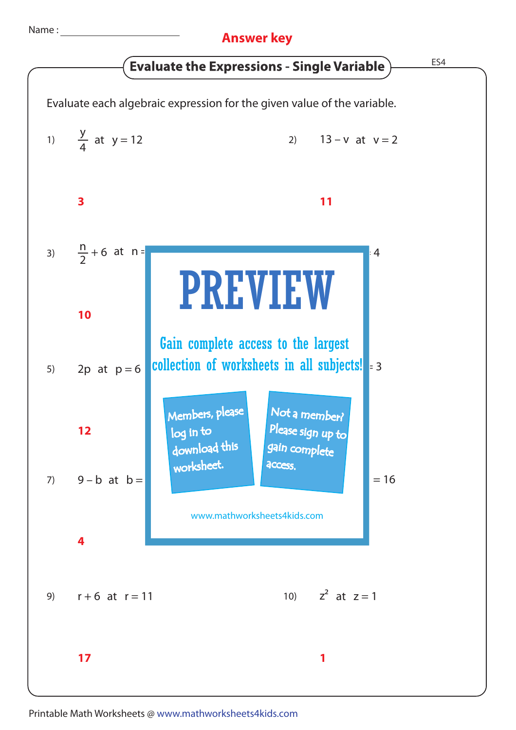Name : ____________________

**Answer key**

## Evaluate the Expressions - Single Variable

ES4

Evaluate each algebraic expression for the given value of the variable.

1) $\frac{y}{4}$ at $y = 12$

**3**

2) $13 - v$ at $v = 2$

**11**

3) $\frac{n}{2} + 6$ at $n =$

**10**

4) 4

5) $2p$ at $p = 6$

**12**

6) = 3

7) $9 - b$ at $b =$

**4**

8) = 16

9) $r + 6$ at $r = 11$

**17**

10) $z^2$ at $z = 1$

**1**

PREVIEW

Gain complete access to the largest collection of worksheets in all subjects!

Members, please log in to download this worksheet.

Not a member? Please sign up to gain complete access.

www.mathworksheets4kids.com

Printable Math Worksheets @ www.mathworksheets4kids.com